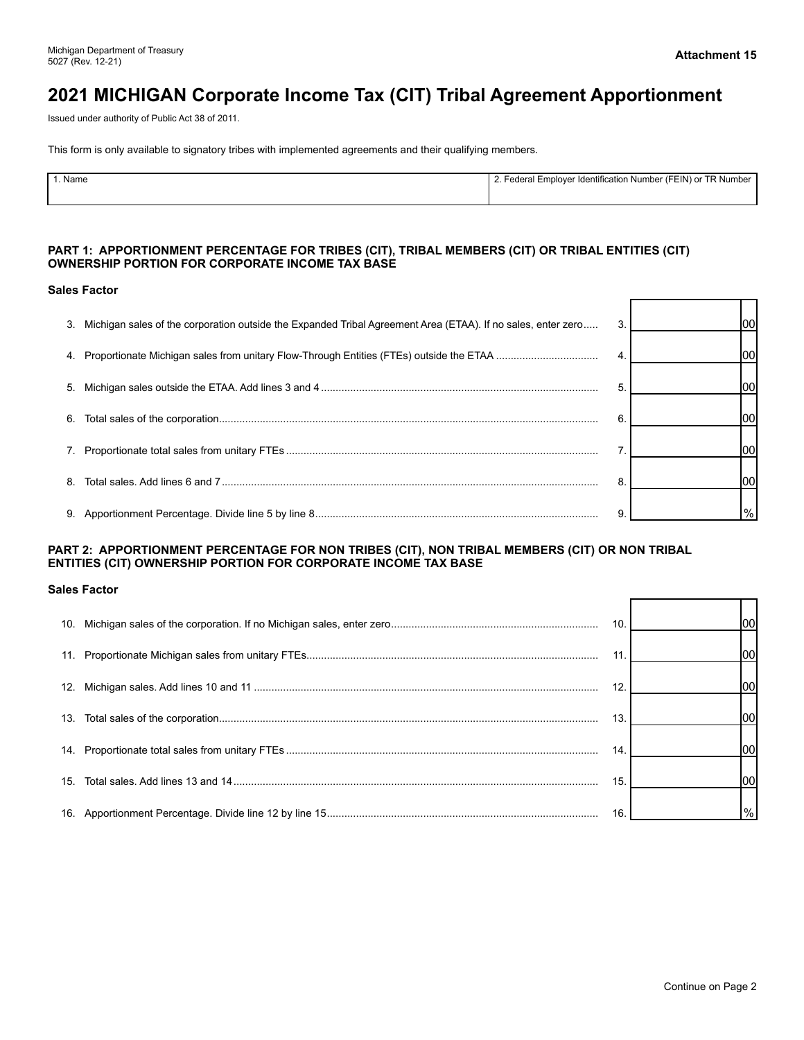Michigan Department of Treasury
5027 (Rev. 12-21)

**Attachment 15**

# 2021 MICHIGAN Corporate Income Tax (CIT) Tribal Agreement Apportionment

Issued under authority of Public Act 38 of 2011.

This form is only available to signatory tribes with implemented agreements and their qualifying members.

| 1. Name | 2. Federal Employer Identification Number (FEIN) or TR Number |
|---|---|
| | |

### PART 1: APPORTIONMENT PERCENTAGE FOR TRIBES (CIT), TRIBAL MEMBERS (CIT) OR TRIBAL ENTITIES (CIT) OWNERSHIP PORTION FOR CORPORATE INCOME TAX BASE

**Sales Factor**

| Line | Description | | Amount |
|---|---|---|---|
| 3. | Michigan sales of the corporation outside the Expanded Tribal Agreement Area (ETAA). If no sales, enter zero | 3. | 00 |
| 4. | Proportionate Michigan sales from unitary Flow-Through Entities (FTEs) outside the ETAA | 4. | 00 |
| 5. | Michigan sales outside the ETAA. Add lines 3 and 4 | 5. | 00 |
| 6. | Total sales of the corporation | 6. | 00 |
| 7. | Proportionate total sales from unitary FTEs | 7. | 00 |
| 8. | Total sales. Add lines 6 and 7 | 8. | 00 |
| 9. | Apportionment Percentage. Divide line 5 by line 8 | 9. | % |

### PART 2: APPORTIONMENT PERCENTAGE FOR NON TRIBES (CIT), NON TRIBAL MEMBERS (CIT) OR NON TRIBAL ENTITIES (CIT) OWNERSHIP PORTION FOR CORPORATE INCOME TAX BASE

**Sales Factor**

| Line | Description | | Amount |
|---|---|---|---|
| 10. | Michigan sales of the corporation. If no Michigan sales, enter zero | 10. | 00 |
| 11. | Proportionate Michigan sales from unitary FTEs | 11. | 00 |
| 12. | Michigan sales. Add lines 10 and 11 | 12. | 00 |
| 13. | Total sales of the corporation | 13. | 00 |
| 14. | Proportionate total sales from unitary FTEs | 14. | 00 |
| 15. | Total sales. Add lines 13 and 14 | 15. | 00 |
| 16. | Apportionment Percentage. Divide line 12 by line 15 | 16. | % |

Continue on Page 2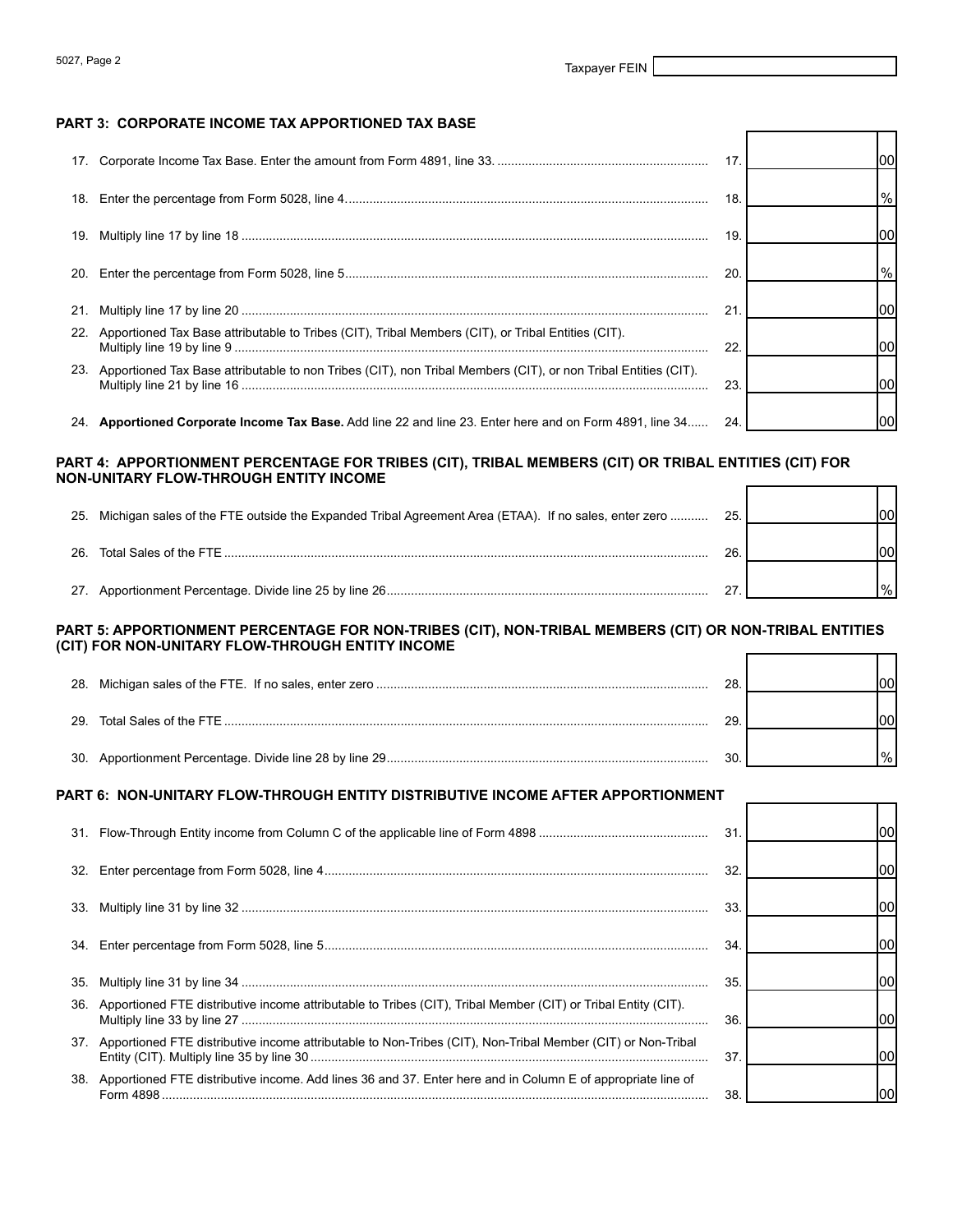Taxpayer FEIN

## PART 3: CORPORATE INCOME TAX APPORTIONED TAX BASE

| | | | |
|---|---|---|---|
| 17. | Corporate Income Tax Base. Enter the amount from Form 4891, line 33. | 17. | 00 |
| 18. | Enter the percentage from Form 5028, line 4. | 18. | % |
| 19. | Multiply line 17 by line 18 | 19. | 00 |
| 20. | Enter the percentage from Form 5028, line 5 | 20. | % |
| 21. | Multiply line 17 by line 20 | 21. | 00 |
| 22. | Apportioned Tax Base attributable to Tribes (CIT), Tribal Members (CIT), or Tribal Entities (CIT). Multiply line 19 by line 9 | 22. | 00 |
| 23. | Apportioned Tax Base attributable to non Tribes (CIT), non Tribal Members (CIT), or non Tribal Entities (CIT). Multiply line 21 by line 16 | 23. | 00 |
| 24. | **Apportioned Corporate Income Tax Base.** Add line 22 and line 23. Enter here and on Form 4891, line 34 | 24. | 00 |

## PART 4: APPORTIONMENT PERCENTAGE FOR TRIBES (CIT), TRIBAL MEMBERS (CIT) OR TRIBAL ENTITIES (CIT) FOR NON-UNITARY FLOW-THROUGH ENTITY INCOME

| | | | |
|---|---|---|---|
| 25. | Michigan sales of the FTE outside the Expanded Tribal Agreement Area (ETAA). If no sales, enter zero | 25. | 00 |
| 26. | Total Sales of the FTE | 26. | 00 |
| 27. | Apportionment Percentage. Divide line 25 by line 26 | 27. | % |

## PART 5: APPORTIONMENT PERCENTAGE FOR NON-TRIBES (CIT), NON-TRIBAL MEMBERS (CIT) OR NON-TRIBAL ENTITIES (CIT) FOR NON-UNITARY FLOW-THROUGH ENTITY INCOME

| | | | |
|---|---|---|---|
| 28. | Michigan sales of the FTE. If no sales, enter zero | 28. | 00 |
| 29. | Total Sales of the FTE | 29. | 00 |
| 30. | Apportionment Percentage. Divide line 28 by line 29 | 30. | % |

## PART 6: NON-UNITARY FLOW-THROUGH ENTITY DISTRIBUTIVE INCOME AFTER APPORTIONMENT

| | | | |
|---|---|---|---|
| 31. | Flow-Through Entity income from Column C of the applicable line of Form 4898 | 31. | 00 |
| 32. | Enter percentage from Form 5028, line 4 | 32. | 00 |
| 33. | Multiply line 31 by line 32 | 33. | 00 |
| 34. | Enter percentage from Form 5028, line 5 | 34. | 00 |
| 35. | Multiply line 31 by line 34 | 35. | 00 |
| 36. | Apportioned FTE distributive income attributable to Tribes (CIT), Tribal Member (CIT) or Tribal Entity (CIT). Multiply line 33 by line 27 | 36. | 00 |
| 37. | Apportioned FTE distributive income attributable to Non-Tribes (CIT), Non-Tribal Member (CIT) or Non-Tribal Entity (CIT). Multiply line 35 by line 30 | 37. | 00 |
| 38. | Apportioned FTE distributive income. Add lines 36 and 37. Enter here and in Column E of appropriate line of Form 4898 | 38. | 00 |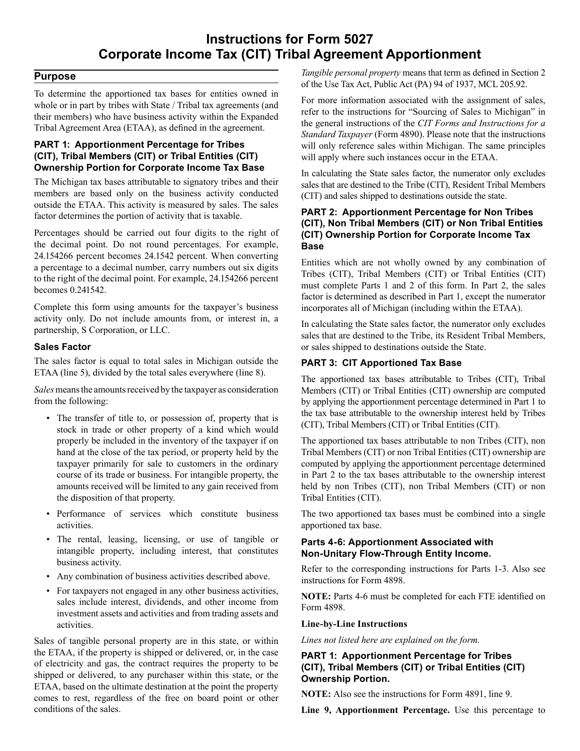# Instructions for Form 5027
# Corporate Income Tax (CIT) Tribal Agreement Apportionment

## Purpose

To determine the apportioned tax bases for entities owned in whole or in part by tribes with State / Tribal tax agreements (and their members) who have business activity within the Expanded Tribal Agreement Area (ETAA), as defined in the agreement.

### PART 1: Apportionment Percentage for Tribes (CIT), Tribal Members (CIT) or Tribal Entities (CIT) Ownership Portion for Corporate Income Tax Base

The Michigan tax bases attributable to signatory tribes and their members are based only on the business activity conducted outside the ETAA. This activity is measured by sales. The sales factor determines the portion of activity that is taxable.

Percentages should be carried out four digits to the right of the decimal point. Do not round percentages. For example, 24.154266 percent becomes 24.1542 percent. When converting a percentage to a decimal number, carry numbers out six digits to the right of the decimal point. For example, 24.154266 percent becomes 0.241542.

Complete this form using amounts for the taxpayer's business activity only. Do not include amounts from, or interest in, a partnership, S Corporation, or LLC.

### Sales Factor

The sales factor is equal to total sales in Michigan outside the ETAA (line 5), divided by the total sales everywhere (line 8).

*Sales* means the amounts received by the taxpayer as consideration from the following:

- The transfer of title to, or possession of, property that is stock in trade or other property of a kind which would properly be included in the inventory of the taxpayer if on hand at the close of the tax period, or property held by the taxpayer primarily for sale to customers in the ordinary course of its trade or business. For intangible property, the amounts received will be limited to any gain received from the disposition of that property.
- Performance of services which constitute business activities.
- The rental, leasing, licensing, or use of tangible or intangible property, including interest, that constitutes business activity.
- Any combination of business activities described above.
- For taxpayers not engaged in any other business activities, sales include interest, dividends, and other income from investment assets and activities and from trading assets and activities.

Sales of tangible personal property are in this state, or within the ETAA, if the property is shipped or delivered, or, in the case of electricity and gas, the contract requires the property to be shipped or delivered, to any purchaser within this state, or the ETAA, based on the ultimate destination at the point the property comes to rest, regardless of the free on board point or other conditions of the sales.

*Tangible personal property* means that term as defined in Section 2 of the Use Tax Act, Public Act (PA) 94 of 1937, MCL 205.92.

For more information associated with the assignment of sales, refer to the instructions for "Sourcing of Sales to Michigan" in the general instructions of the *CIT Forms and Instructions for a Standard Taxpayer* (Form 4890). Please note that the instructions will only reference sales within Michigan. The same principles will apply where such instances occur in the ETAA.

In calculating the State sales factor, the numerator only excludes sales that are destined to the Tribe (CIT), Resident Tribal Members (CIT) and sales shipped to destinations outside the state.

### PART 2: Apportionment Percentage for Non Tribes (CIT), Non Tribal Members (CIT) or Non Tribal Entities (CIT) Ownership Portion for Corporate Income Tax Base

Entities which are not wholly owned by any combination of Tribes (CIT), Tribal Members (CIT) or Tribal Entities (CIT) must complete Parts 1 and 2 of this form. In Part 2, the sales factor is determined as described in Part 1, except the numerator incorporates all of Michigan (including within the ETAA).

In calculating the State sales factor, the numerator only excludes sales that are destined to the Tribe, its Resident Tribal Members, or sales shipped to destinations outside the State.

### PART 3: CIT Apportioned Tax Base

The apportioned tax bases attributable to Tribes (CIT), Tribal Members (CIT) or Tribal Entities (CIT) ownership are computed by applying the apportionment percentage determined in Part 1 to the tax base attributable to the ownership interest held by Tribes (CIT), Tribal Members (CIT) or Tribal Entities (CIT).

The apportioned tax bases attributable to non Tribes (CIT), non Tribal Members (CIT) or non Tribal Entities (CIT) ownership are computed by applying the apportionment percentage determined in Part 2 to the tax bases attributable to the ownership interest held by non Tribes (CIT), non Tribal Members (CIT) or non Tribal Entities (CIT).

The two apportioned tax bases must be combined into a single apportioned tax base.

### Parts 4-6: Apportionment Associated with Non-Unitary Flow-Through Entity Income.

Refer to the corresponding instructions for Parts 1-3. Also see instructions for Form 4898.

**NOTE:** Parts 4-6 must be completed for each FTE identified on Form 4898.

**Line-by-Line Instructions**

*Lines not listed here are explained on the form.*

### PART 1: Apportionment Percentage for Tribes (CIT), Tribal Members (CIT) or Tribal Entities (CIT) Ownership Portion.

**NOTE:** Also see the instructions for Form 4891, line 9.

**Line 9, Apportionment Percentage.** Use this percentage to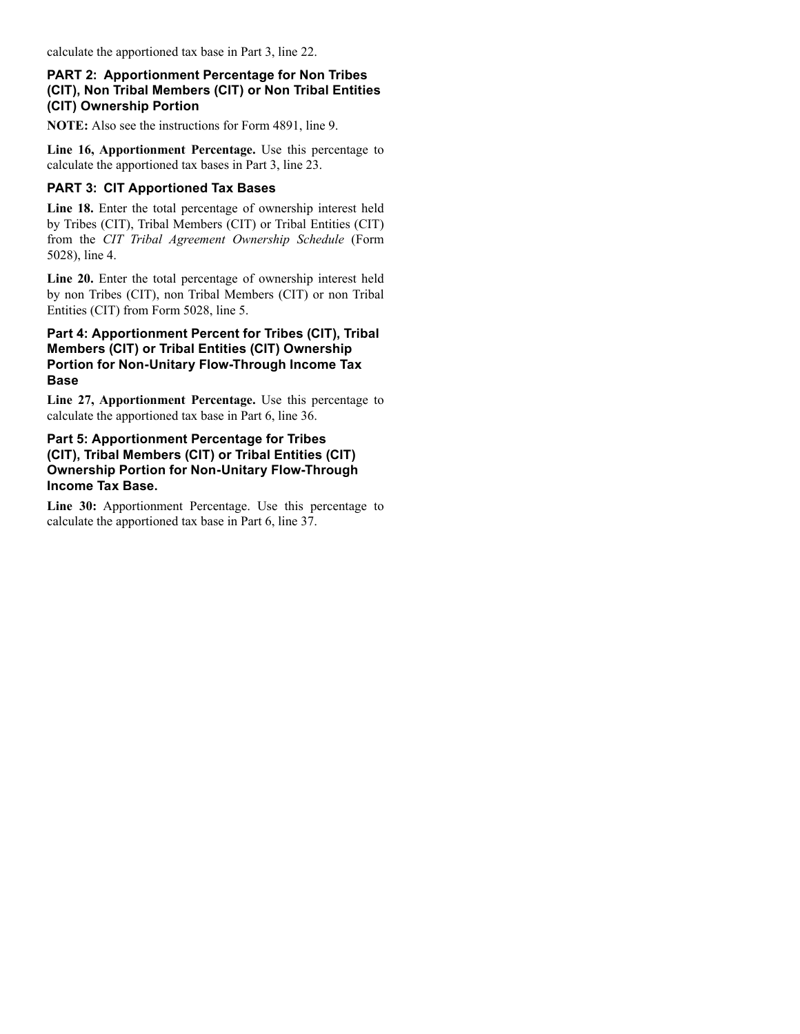calculate the apportioned tax base in Part 3, line 22.

### PART 2: Apportionment Percentage for Non Tribes (CIT), Non Tribal Members (CIT) or Non Tribal Entities (CIT) Ownership Portion

**NOTE:** Also see the instructions for Form 4891, line 9.

**Line 16, Apportionment Percentage.** Use this percentage to calculate the apportioned tax bases in Part 3, line 23.

### PART 3: CIT Apportioned Tax Bases

**Line 18.** Enter the total percentage of ownership interest held by Tribes (CIT), Tribal Members (CIT) or Tribal Entities (CIT) from the *CIT Tribal Agreement Ownership Schedule* (Form 5028), line 4.

**Line 20.** Enter the total percentage of ownership interest held by non Tribes (CIT), non Tribal Members (CIT) or non Tribal Entities (CIT) from Form 5028, line 5.

### Part 4: Apportionment Percent for Tribes (CIT), Tribal Members (CIT) or Tribal Entities (CIT) Ownership Portion for Non-Unitary Flow-Through Income Tax Base

**Line 27, Apportionment Percentage.** Use this percentage to calculate the apportioned tax base in Part 6, line 36.

### Part 5: Apportionment Percentage for Tribes (CIT), Tribal Members (CIT) or Tribal Entities (CIT) Ownership Portion for Non-Unitary Flow-Through Income Tax Base.

**Line 30:** Apportionment Percentage. Use this percentage to calculate the apportioned tax base in Part 6, line 37.